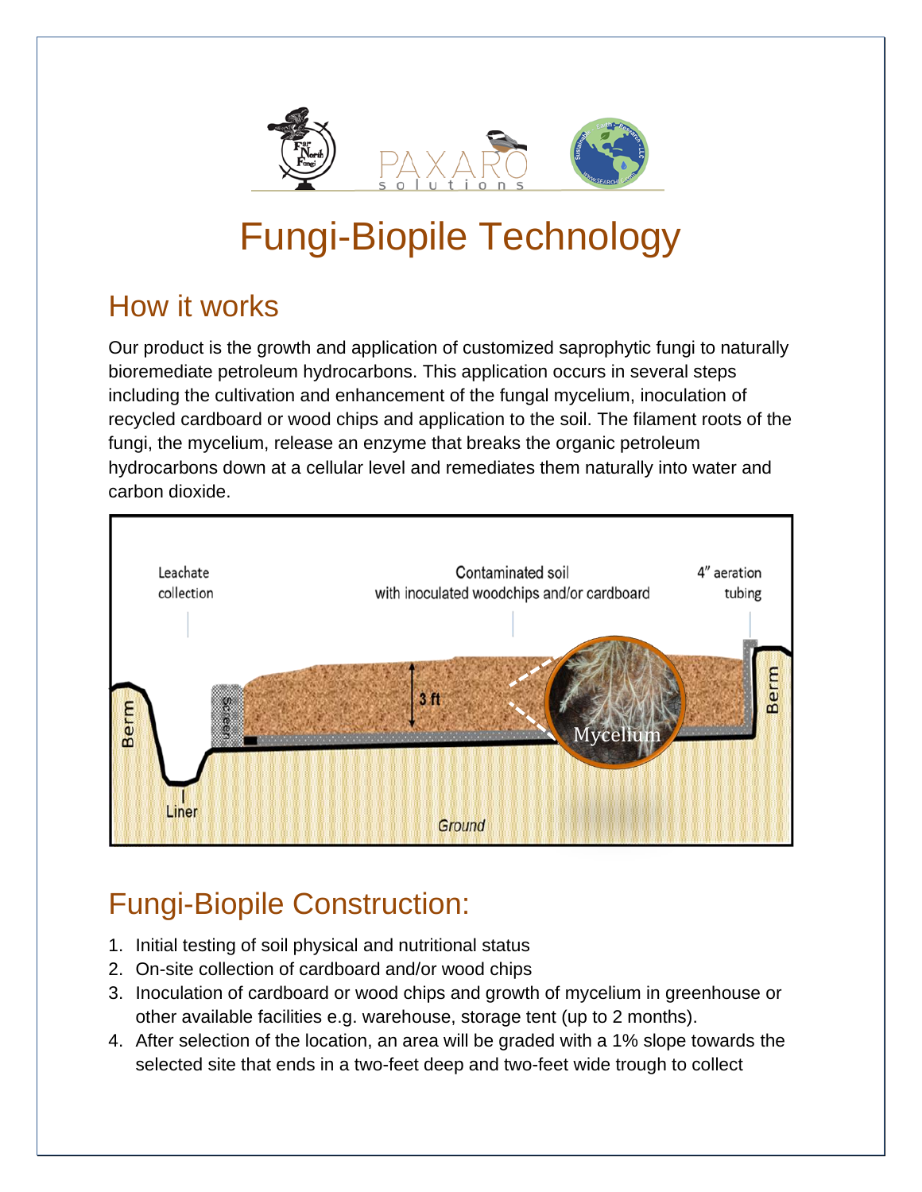# Fungi-Biopile Technology

## How it works

Our product is the growth and application of customized saprophytic fungi to naturally bioremediate petroleum hydrocarbons. This application occurs in several steps including the cultivation and enhancement of the fungal mycelium, inoculation of recycled cardboard or wood chips and application to the soil. The filament roots of the fungi, the mycelium, release an enzyme that breaks the organic petroleum hydrocarbons down at a cellular level and remediates them naturally into water and carbon dioxide.

## Fungi-Biopile Construction:

1. Initial testing of soil physical and nutritional status
2. On-site collection of cardboard and/or wood chips
3. Inoculation of cardboard or wood chips and growth of mycelium in greenhouse or other available facilities e.g. warehouse, storage tent (up to 2 months).
4. After selection of the location, an area will be graded with a 1% slope towards the selected site that ends in a two-feet deep and two-feet wide trough to collect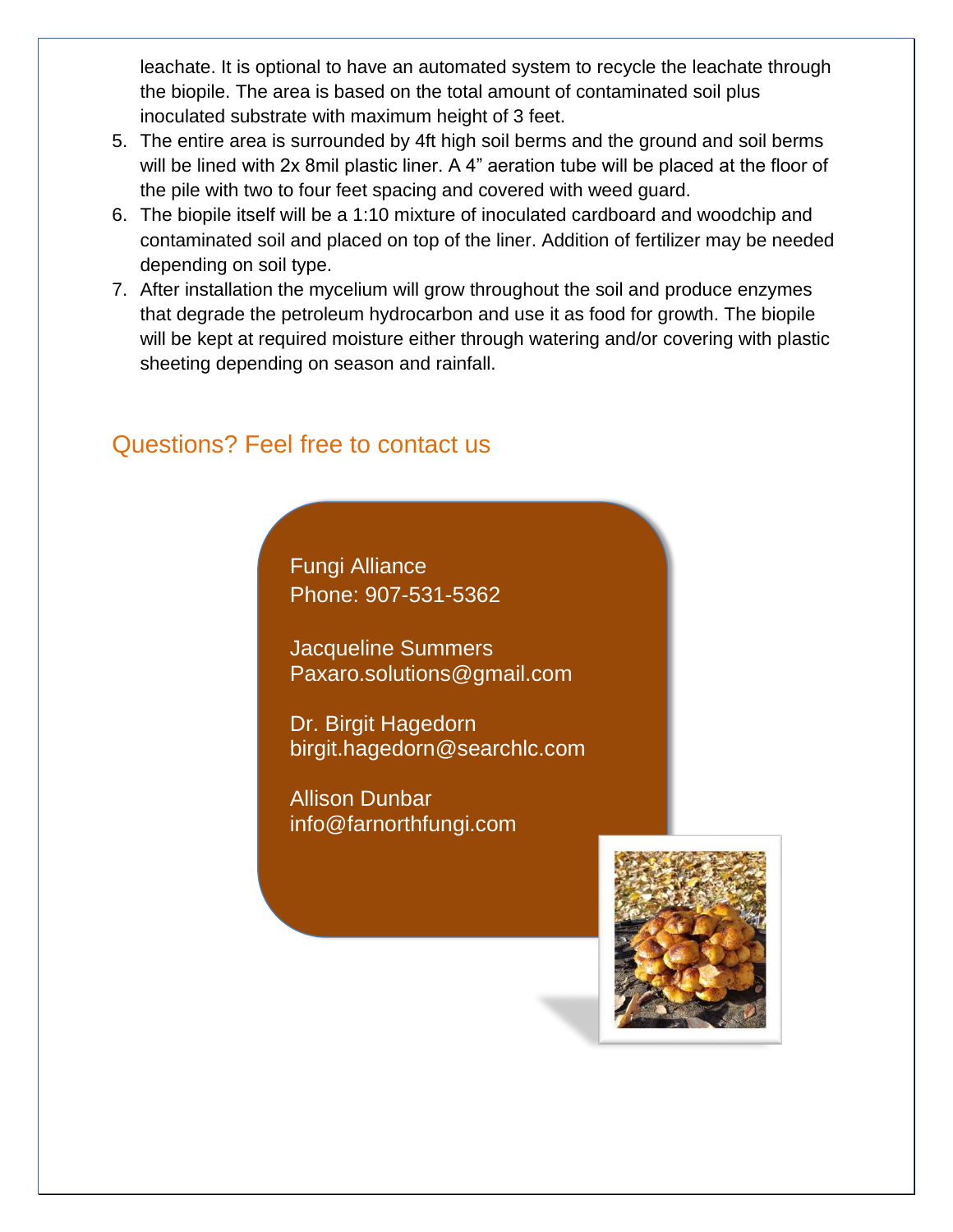leachate. It is optional to have an automated system to recycle the leachate through the biopile. The area is based on the total amount of contaminated soil plus inoculated substrate with maximum height of 3 feet.

5. The entire area is surrounded by 4ft high soil berms and the ground and soil berms will be lined with 2x 8mil plastic liner. A 4" aeration tube will be placed at the floor of the pile with two to four feet spacing and covered with weed guard.
6. The biopile itself will be a 1:10 mixture of inoculated cardboard and woodchip and contaminated soil and placed on top of the liner. Addition of fertilizer may be needed depending on soil type.
7. After installation the mycelium will grow throughout the soil and produce enzymes that degrade the petroleum hydrocarbon and use it as food for growth. The biopile will be kept at required moisture either through watering and/or covering with plastic sheeting depending on season and rainfall.

## Questions? Feel free to contact us

Fungi Alliance
Phone: 907-531-5362

Jacqueline Summers
Paxaro.solutions@gmail.com

Dr. Birgit Hagedorn
birgit.hagedorn@searchlc.com

Allison Dunbar
info@farnorthfungi.com